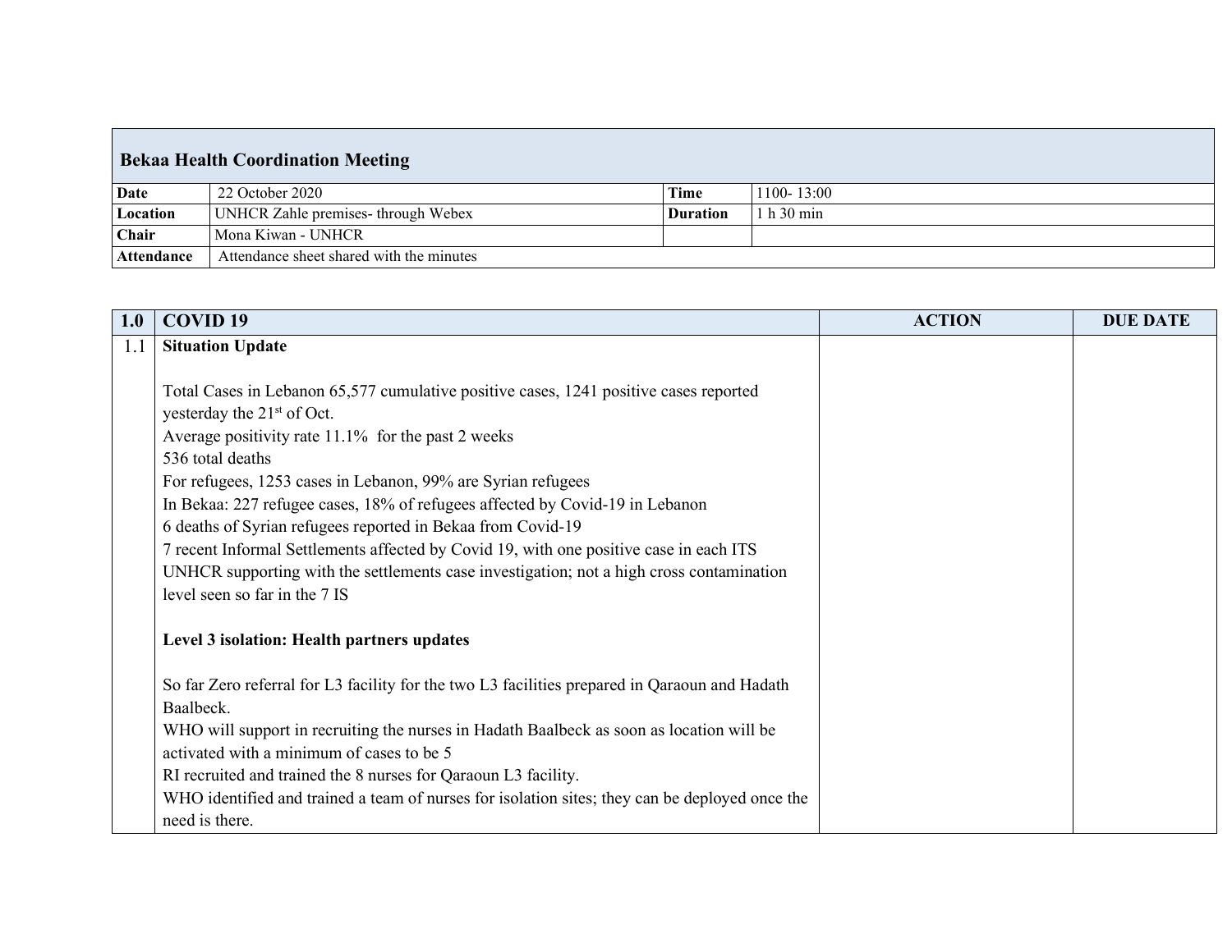| **Bekaa Health Coordination Meeting** | | | |
|---|---|---|---|
| **Date** | 22 October 2020 | **Time** | 1100- 13:00 |
| **Location** | UNHCR Zahle premises- through Webex | **Duration** | 1 h 30 min |
| **Chair** | Mona Kiwan - UNHCR | | |
| **Attendance** | Attendance sheet shared with the minutes | | |

| **1.0** | **COVID 19** | **ACTION** | **DUE DATE** |
|---|---|---|---|
| 1.1 | **Situation Update**<br><br>Total Cases in Lebanon 65,577 cumulative positive cases, 1241 positive cases reported yesterday the 21st of Oct.<br>Average positivity rate 11.1% for the past 2 weeks<br>536 total deaths<br>For refugees, 1253 cases in Lebanon, 99% are Syrian refugees<br>In Bekaa: 227 refugee cases, 18% of refugees affected by Covid-19 in Lebanon<br>6 deaths of Syrian refugees reported in Bekaa from Covid-19<br>7 recent Informal Settlements affected by Covid 19, with one positive case in each ITS<br>UNHCR supporting with the settlements case investigation; not a high cross contamination level seen so far in the 7 IS<br><br>**Level 3 isolation: Health partners updates**<br><br>So far Zero referral for L3 facility for the two L3 facilities prepared in Qaraoun and Hadath Baalbeck.<br>WHO will support in recruiting the nurses in Hadath Baalbeck as soon as location will be activated with a minimum of cases to be 5<br>RI recruited and trained the 8 nurses for Qaraoun L3 facility.<br>WHO identified and trained a team of nurses for isolation sites; they can be deployed once the need is there. | | |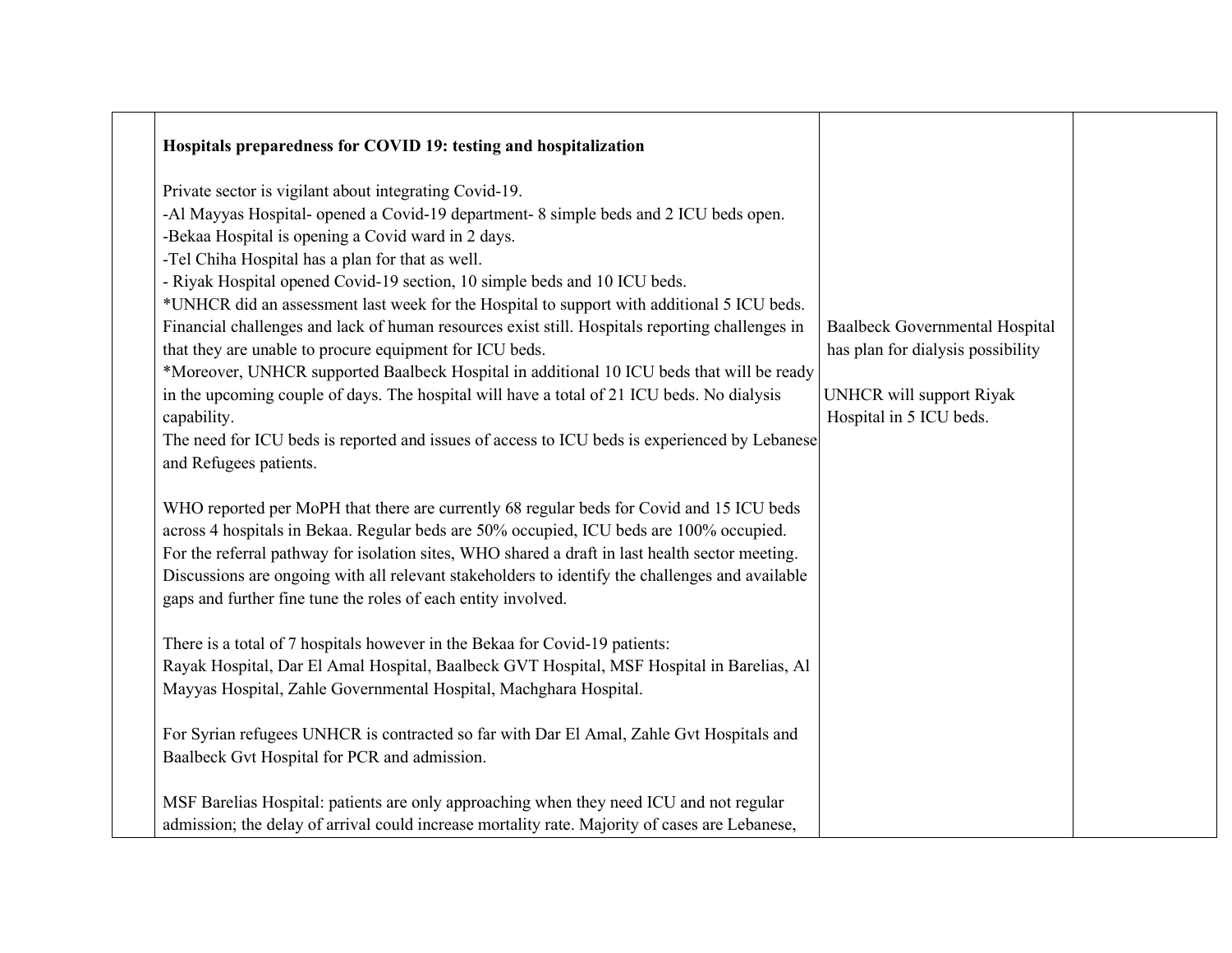| | Hospitals preparedness for COVID 19: testing and hospitalization<br><br>Private sector is vigilant about integrating Covid-19.<br>-Al Mayyas Hospital- opened a Covid-19 department- 8 simple beds and 2 ICU beds open.<br>-Bekaa Hospital is opening a Covid ward in 2 days.<br>-Tel Chiha Hospital has a plan for that as well.<br>- Riyak Hospital opened Covid-19 section, 10 simple beds and 10 ICU beds.<br>*UNHCR did an assessment last week for the Hospital to support with additional 5 ICU beds.<br>Financial challenges and lack of human resources exist still. Hospitals reporting challenges in that they are unable to procure equipment for ICU beds.<br>*Moreover, UNHCR supported Baalbeck Hospital in additional 10 ICU beds that will be ready in the upcoming couple of days. The hospital will have a total of 21 ICU beds. No dialysis capability.<br>The need for ICU beds is reported and issues of access to ICU beds is experienced by Lebanese and Refugees patients.<br><br>WHO reported per MoPH that there are currently 68 regular beds for Covid and 15 ICU beds across 4 hospitals in Bekaa. Regular beds are 50% occupied, ICU beds are 100% occupied.<br>For the referral pathway for isolation sites, WHO shared a draft in last health sector meeting. Discussions are ongoing with all relevant stakeholders to identify the challenges and available gaps and further fine tune the roles of each entity involved.<br><br>There is a total of 7 hospitals however in the Bekaa for Covid-19 patients:<br>Rayak Hospital, Dar El Amal Hospital, Baalbeck GVT Hospital, MSF Hospital in Barelias, Al Mayyas Hospital, Zahle Governmental Hospital, Machghara Hospital.<br><br>For Syrian refugees UNHCR is contracted so far with Dar El Amal, Zahle Gvt Hospitals and Baalbeck Gvt Hospital for PCR and admission.<br><br>MSF Barelias Hospital: patients are only approaching when they need ICU and not regular admission; the delay of arrival could increase mortality rate. Majority of cases are Lebanese, | Baalbeck Governmental Hospital has plan for dialysis possibility<br><br>UNHCR will support Riyak Hospital in 5 ICU beds. | |
|---|---|---|---|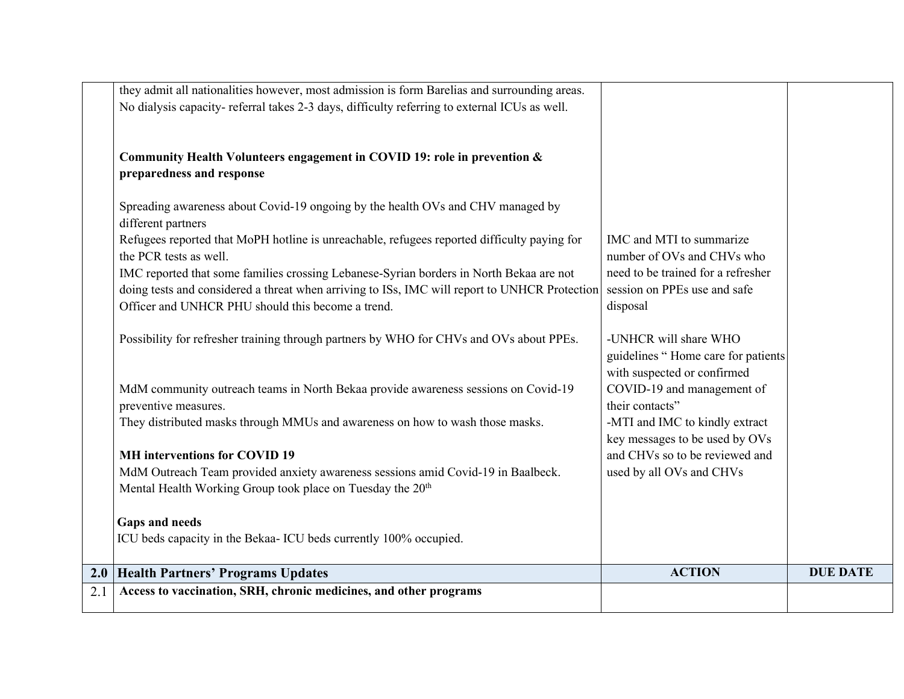| | | | |
|---|---|---|---|
| | they admit all nationalities however, most admission is form Barelias and surrounding areas.<br>No dialysis capacity- referral takes 2-3 days, difficulty referring to external ICUs as well.<br><br>**Community Health Volunteers engagement in COVID 19: role in prevention & preparedness and response**<br><br>Spreading awareness about Covid-19 ongoing by the health OVs and CHV managed by different partners<br>Refugees reported that MoPH hotline is unreachable, refugees reported difficulty paying for the PCR tests as well.<br>IMC reported that some families crossing Lebanese-Syrian borders in North Bekaa are not doing tests and considered a threat when arriving to ISs, IMC will report to UNHCR Protection Officer and UNHCR PHU should this become a trend.<br><br>Possibility for refresher training through partners by WHO for CHVs and OVs about PPEs.<br><br>MdM community outreach teams in North Bekaa provide awareness sessions on Covid-19 preventive measures.<br>They distributed masks through MMUs and awareness on how to wash those masks.<br><br>**MH interventions for COVID 19**<br>MdM Outreach Team provided anxiety awareness sessions amid Covid-19 in Baalbeck.<br>Mental Health Working Group took place on Tuesday the 20th<br><br>**Gaps and needs**<br>ICU beds capacity in the Bekaa- ICU beds currently 100% occupied. | IMC and MTI to summarize number of OVs and CHVs who need to be trained for a refresher session on PPEs use and safe disposal<br><br>-UNHCR will share WHO guidelines " Home care for patients with suspected or confirmed COVID-19 and management of their contacts"<br>-MTI and IMC to kindly extract key messages to be used by OVs and CHVs so to be reviewed and used by all OVs and CHVs | |
| **2.0** | **Health Partners' Programs Updates** | **ACTION** | **DUE DATE** |
| 2.1 | **Access to vaccination, SRH, chronic medicines, and other programs** | | |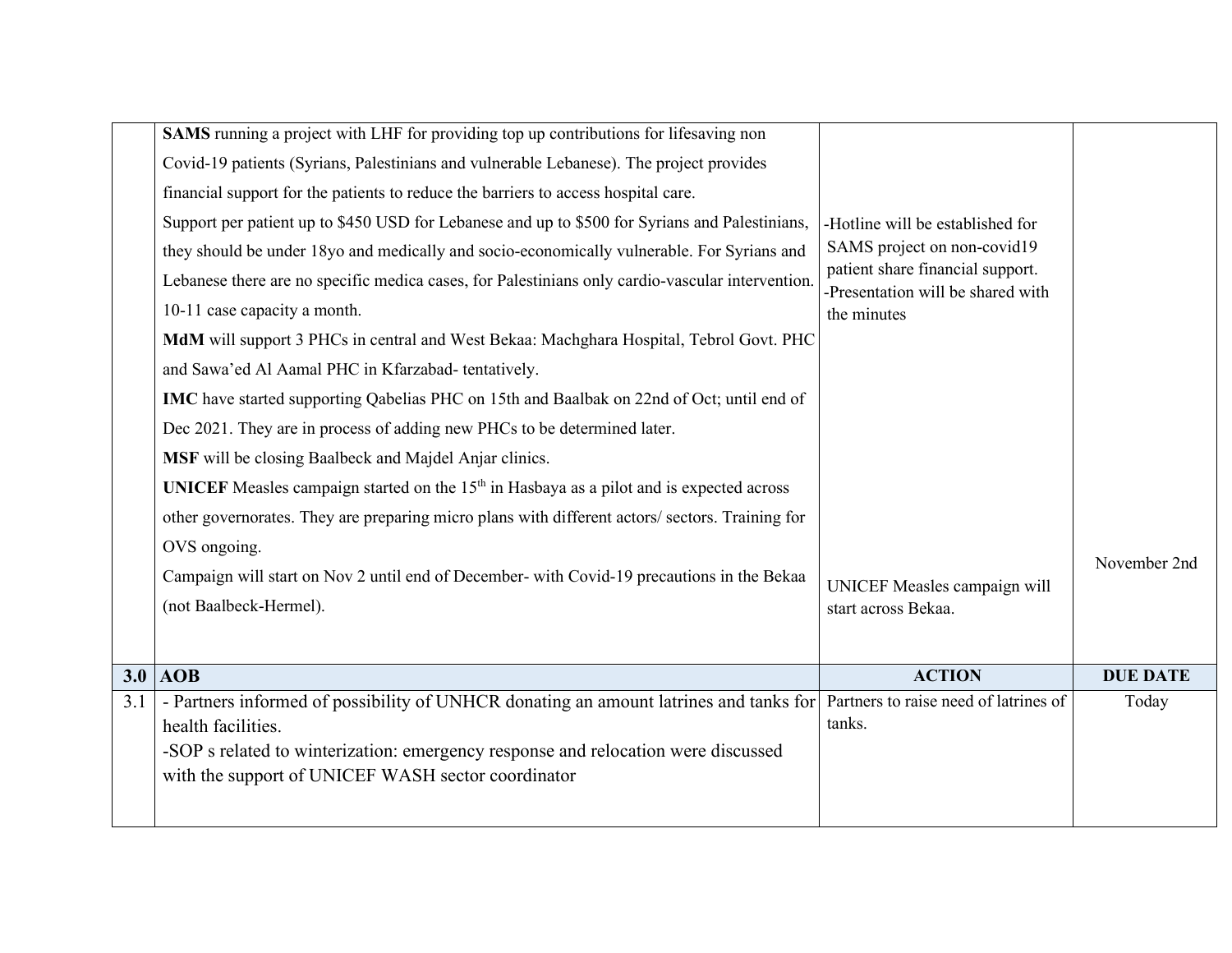| | | | |
|---|---|---|---|
| | **SAMS** running a project with LHF for providing top up contributions for lifesaving non Covid-19 patients (Syrians, Palestinians and vulnerable Lebanese). The project provides financial support for the patients to reduce the barriers to access hospital care.<br>Support per patient up to $450 USD for Lebanese and up to $500 for Syrians and Palestinians, they should be under 18yo and medically and socio-economically vulnerable. For Syrians and Lebanese there are no specific medica cases, for Palestinians only cardio-vascular intervention. 10-11 case capacity a month.<br>**MdM** will support 3 PHCs in central and West Bekaa: Machghara Hospital, Tebrol Govt. PHC and Sawa'ed Al Aamal PHC in Kfarzabad- tentatively.<br>**IMC** have started supporting Qabelias PHC on 15th and Baalbak on 22nd of Oct; until end of Dec 2021. They are in process of adding new PHCs to be determined later.<br>**MSF** will be closing Baalbeck and Majdel Anjar clinics.<br>**UNICEF** Measles campaign started on the 15th in Hasbaya as a pilot and is expected across other governorates. They are preparing micro plans with different actors/ sectors. Training for OVS ongoing.<br>Campaign will start on Nov 2 until end of December- with Covid-19 precautions in the Bekaa (not Baalbeck-Hermel). | -Hotline will be established for SAMS project on non-covid19 patient share financial support.<br>-Presentation will be shared with the minutes<br><br>UNICEF Measles campaign will start across Bekaa. | November 2nd |
| **3.0** | **AOB** | **ACTION** | **DUE DATE** |
| 3.1 | - Partners informed of possibility of UNHCR donating an amount latrines and tanks for health facilities.<br>-SOP s related to winterization: emergency response and relocation were discussed with the support of UNICEF WASH sector coordinator | Partners to raise need of latrines of tanks. | Today |